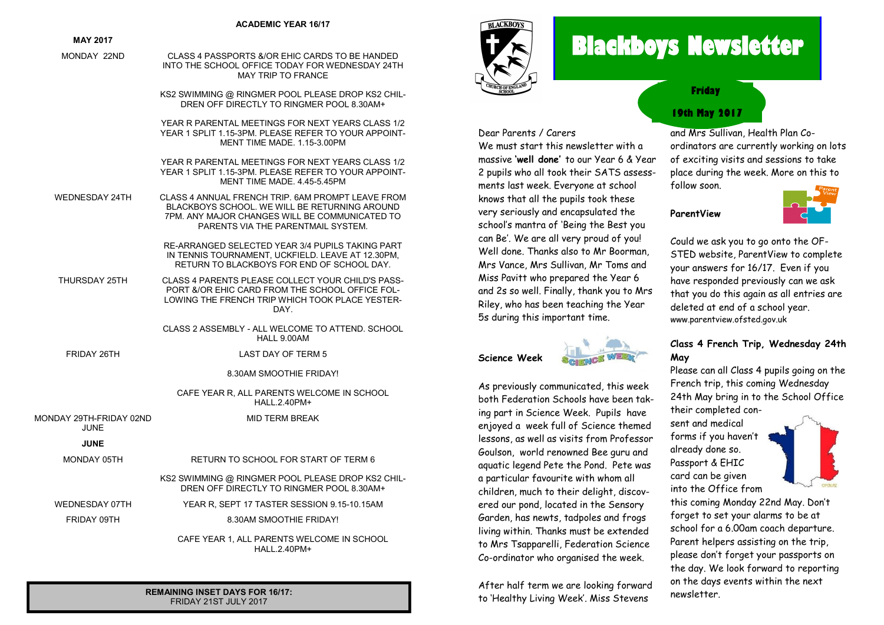# Blackboys Newsletter

**Friday**

**19th May 2017**

Dear Parents / Carers

We must start this newsletter with a massive '**well done**' to our Year 6 & Year 2 pupils who all took their SATS assessments last week. Everyone at school knows that all the pupils took these very seriously and encapsulated the school's mantra of 'Being the Best you can Be'. We are all very proud of you! Well done. Thanks also to Mr Boorman, Mrs Vance, Mrs Sullivan, Mr Toms and Miss Pavitt who prepared the Year 6 and 2s so well. Finally, thank you to Mrs Riley, who has been teaching the Year 5s during this important time.

### Science Week

As previously communicated, this week both Federation Schools have been taking part in Science Week. Pupils have enjoyed a week full of Science themed lessons, as well as visits from Professor Goulson, world renowned Bee guru and aquatic legend Pete the Pond. Pete was a particular favourite with whom all children, much to their delight, discovered our pond, located in the Sensory Garden, has newts, tadpoles and frogs living within. Thanks must be extended to Mrs Tsapparelli, Federation Science Co-ordinator who organised the week.

After half term we are looking forward to 'Healthy Living Week'. Miss Stevens and Mrs Sullivan, Health Plan Co-ordinators are currently working on lots of exciting visits and sessions to take place during the week. More on this to follow soon.

### ParentView

Could we ask you to go onto the OFSTED website, ParentView to complete your answers for 16/17. Even if you have responded previously can we ask that you do this again as all entries are deleted at end of a school year.
www.parentview.ofsted.gov.uk

### Class 4 French Trip, Wednesday 24th May

Please can all Class 4 pupils going on the French trip, this coming Wednesday 24th May bring in to the School Office their completed consent and medical forms if you haven't already done so. Passport & EHIC card can be given into the Office from this coming Monday 22nd May. Don't forget to set your alarms to be at school for a 6.00am coach departure. Parent helpers assisting on the trip, please don't forget your passports on the day. We look forward to reporting on the days events within the next newsletter.

## ACADEMIC YEAR 16/17

| **MAY 2017** | |
|---|---|
| MONDAY 22ND | CLASS 4 PASSPORTS &/OR EHIC CARDS TO BE HANDED INTO THE SCHOOL OFFICE TODAY FOR WEDNESDAY 24TH MAY TRIP TO FRANCE |
| | KS2 SWIMMING @ RINGMER POOL PLEASE DROP KS2 CHILDREN OFF DIRECTLY TO RINGMER POOL 8.30AM+ |
| | YEAR R PARENTAL MEETINGS FOR NEXT YEARS CLASS 1/2 YEAR 1 SPLIT 1.15-3PM. PLEASE REFER TO YOUR APPOINTMENT TIME MADE. 1.15-3.00PM |
| | YEAR R PARENTAL MEETINGS FOR NEXT YEARS CLASS 1/2 YEAR 1 SPLIT 1.15-3PM. PLEASE REFER TO YOUR APPOINTMENT TIME MADE. 4.45-5.45PM |
| WEDNESDAY 24TH | CLASS 4 ANNUAL FRENCH TRIP. 6AM PROMPT LEAVE FROM BLACKBOYS SCHOOL. WE WILL BE RETURNING AROUND 7PM. ANY MAJOR CHANGES WILL BE COMMUNICATED TO PARENTS VIA THE PARENTMAIL SYSTEM. |
| | RE-ARRANGED SELECTED YEAR 3/4 PUPILS TAKING PART IN TENNIS TOURNAMENT, UCKFIELD. LEAVE AT 12.30PM, RETURN TO BLACKBOYS FOR END OF SCHOOL DAY. |
| THURSDAY 25TH | CLASS 4 PARENTS PLEASE COLLECT YOUR CHILD'S PASSPORT &/OR EHIC CARD FROM THE SCHOOL OFFICE FOLLOWING THE FRENCH TRIP WHICH TOOK PLACE YESTERDAY. |
| | CLASS 2 ASSEMBLY - ALL WELCOME TO ATTEND. SCHOOL HALL 9.00AM |
| FRIDAY 26TH | LAST DAY OF TERM 5 |
| | 8.30AM SMOOTHIE FRIDAY! |
| | CAFE YEAR R, ALL PARENTS WELCOME IN SCHOOL HALL.2.40PM+ |
| MONDAY 29TH-FRIDAY 02ND JUNE | MID TERM BREAK |
| **JUNE** | |
| MONDAY 05TH | RETURN TO SCHOOL FOR START OF TERM 6 |
| | KS2 SWIMMING @ RINGMER POOL PLEASE DROP KS2 CHILDREN OFF DIRECTLY TO RINGMER POOL 8.30AM+ |
| WEDNESDAY 07TH | YEAR R, SEPT 17 TASTER SESSION 9.15-10.15AM |
| FRIDAY 09TH | 8.30AM SMOOTHIE FRIDAY! |
| | CAFE YEAR 1, ALL PARENTS WELCOME IN SCHOOL HALL.2.40PM+ |

**REMAINING INSET DAYS FOR 16/17:**
FRIDAY 21ST JULY 2017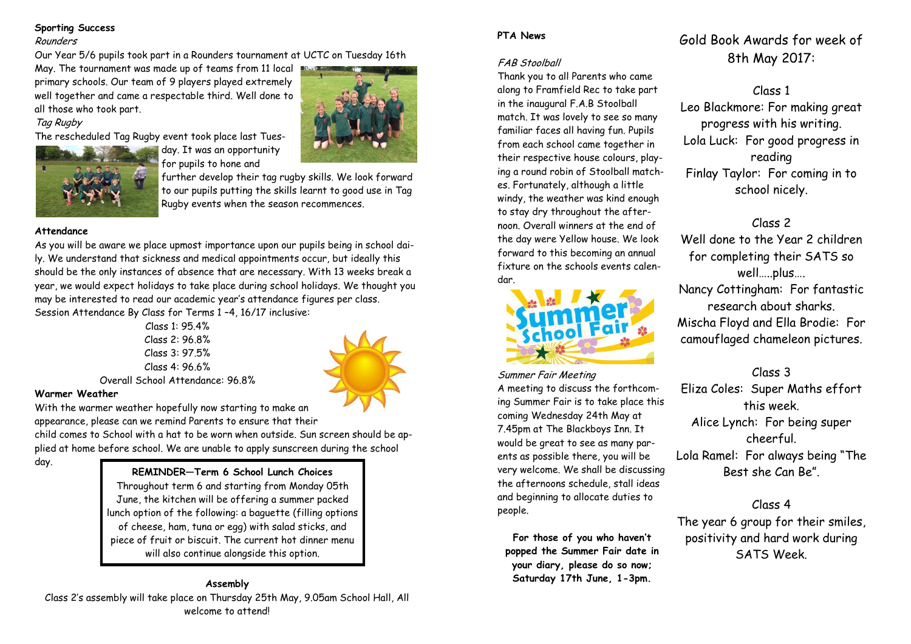**Sporting Success**

*Rounders*

Our Year 5/6 pupils took part in a Rounders tournament at UCTC on Tuesday 16th May. The tournament was made up of teams from 11 local primary schools. Our team of 9 players played extremely well together and came a respectable third. Well done to all those who took part.

*Tag Rugby*

The rescheduled Tag Rugby event took place last Tuesday. It was an opportunity for pupils to hone and further develop their tag rugby skills. We look forward to our pupils putting the skills learnt to good use in Tag Rugby events when the season recommences.

**Attendance**

As you will be aware we place upmost importance upon our pupils being in school daily. We understand that sickness and medical appointments occur, but ideally this should be the only instances of absence that are necessary. With 13 weeks break a year, we would expect holidays to take place during school holidays. We thought you may be interested to read our academic year's attendance figures per class.

Session Attendance By Class for Terms 1 –4, 16/17 inclusive:

Class 1: 95.4%
Class 2: 96.8%
Class 3: 97.5%
Class 4: 96.6%
Overall School Attendance: 96.8%

**Warmer Weather**

With the warmer weather hopefully now starting to make an appearance, please can we remind Parents to ensure that their child comes to School with a hat to be worn when outside. Sun screen should be applied at home before school. We are unable to apply sunscreen during the school day.

**REMINDER—Term 6 School Lunch Choices**

Throughout term 6 and starting from Monday 05th June, the kitchen will be offering a summer packed lunch option of the following: a baguette (filling options of cheese, ham, tuna or egg) with salad sticks, and piece of fruit or biscuit. The current hot dinner menu will also continue alongside this option.

**Assembly**

Class 2's assembly will take place on Thursday 25th May, 9.05am School Hall, All welcome to attend!

**PTA News**

*FAB Stoolball*

Thank you to all Parents who came along to Framfield Rec to take part in the inaugural F.A.B Stoolball match. It was lovely to see so many familiar faces all having fun. Pupils from each school came together in their respective house colours, playing a round robin of Stoolball matches. Fortunately, although a little windy, the weather was kind enough to stay dry throughout the afternoon. Overall winners at the end of the day were Yellow house. We look forward to this becoming an annual fixture on the schools events calendar.

Summer School Fair

*Summer Fair Meeting*

A meeting to discuss the forthcoming Summer Fair is to take place this coming Wednesday 24th May at 7.45pm at The Blackboys Inn. It would be great to see as many parents as possible there, you will be very welcome. We shall be discussing the afternoons schedule, stall ideas and beginning to allocate duties to people.

**For those of you who haven't popped the Summer Fair date in your diary, please do so now; Saturday 17th June, 1-3pm.**

## Gold Book Awards for week of 8th May 2017:

### Class 1

Leo Blackmore: For making great progress with his writing.
Lola Luck: For good progress in reading
Finlay Taylor: For coming in to school nicely.

### Class 2

Well done to the Year 2 children for completing their SATS so well…..plus….
Nancy Cottingham: For fantastic research about sharks.
Mischa Floyd and Ella Brodie: For camouflaged chameleon pictures.

### Class 3

Eliza Coles: Super Maths effort this week.
Alice Lynch: For being super cheerful.
Lola Ramel: For always being "The Best she Can Be".

### Class 4

The year 6 group for their smiles, positivity and hard work during SATS Week.